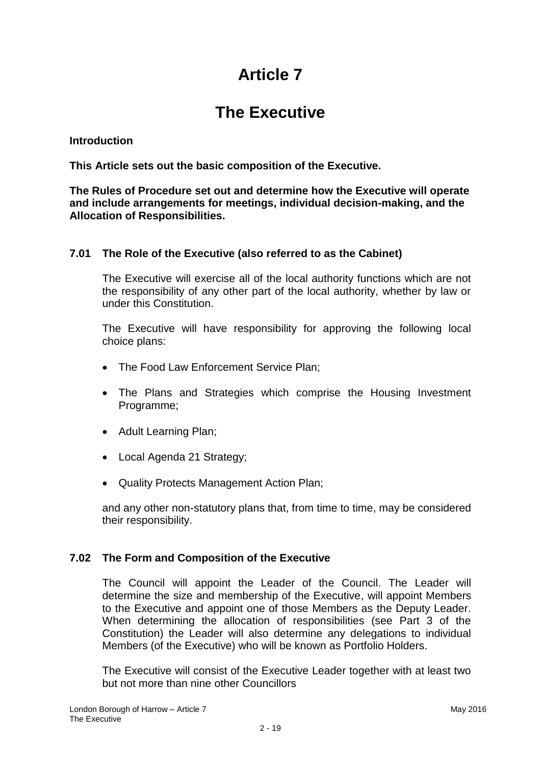# Article 7

# The Executive

**Introduction**

**This Article sets out the basic composition of the Executive.**

**The Rules of Procedure set out and determine how the Executive will operate and include arrangements for meetings, individual decision-making, and the Allocation of Responsibilities.**

### 7.01 The Role of the Executive (also referred to as the Cabinet)

The Executive will exercise all of the local authority functions which are not the responsibility of any other part of the local authority, whether by law or under this Constitution.

The Executive will have responsibility for approving the following local choice plans:

- The Food Law Enforcement Service Plan;
- The Plans and Strategies which comprise the Housing Investment Programme;
- Adult Learning Plan;
- Local Agenda 21 Strategy;
- Quality Protects Management Action Plan;

and any other non-statutory plans that, from time to time, may be considered their responsibility.

### 7.02 The Form and Composition of the Executive

The Council will appoint the Leader of the Council. The Leader will determine the size and membership of the Executive, will appoint Members to the Executive and appoint one of those Members as the Deputy Leader. When determining the allocation of responsibilities (see Part 3 of the Constitution) the Leader will also determine any delegations to individual Members (of the Executive) who will be known as Portfolio Holders.

The Executive will consist of the Executive Leader together with at least two but not more than nine other Councillors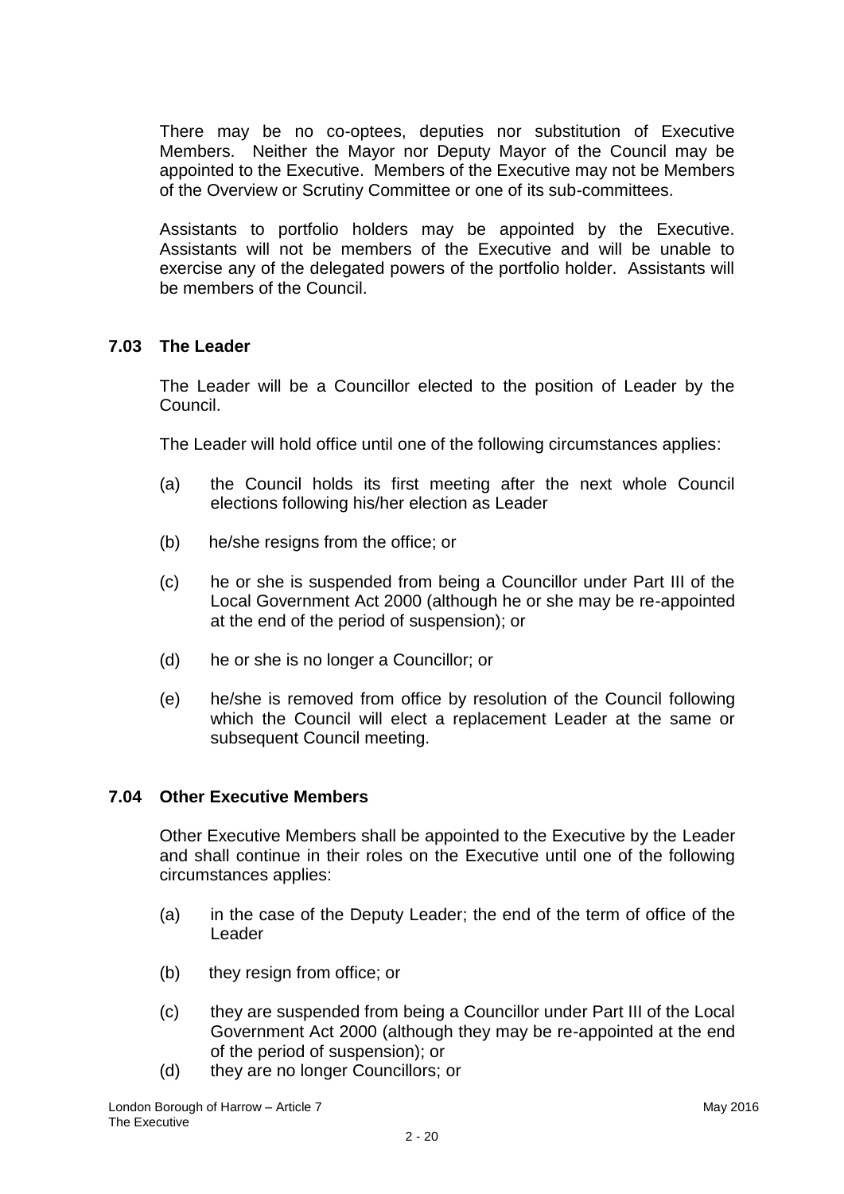There may be no co-optees, deputies nor substitution of Executive Members. Neither the Mayor nor Deputy Mayor of the Council may be appointed to the Executive. Members of the Executive may not be Members of the Overview or Scrutiny Committee or one of its sub-committees.

Assistants to portfolio holders may be appointed by the Executive. Assistants will not be members of the Executive and will be unable to exercise any of the delegated powers of the portfolio holder. Assistants will be members of the Council.

### 7.03 The Leader

The Leader will be a Councillor elected to the position of Leader by the Council.

The Leader will hold office until one of the following circumstances applies:

(a) the Council holds its first meeting after the next whole Council elections following his/her election as Leader

(b) he/she resigns from the office; or

(c) he or she is suspended from being a Councillor under Part III of the Local Government Act 2000 (although he or she may be re-appointed at the end of the period of suspension); or

(d) he or she is no longer a Councillor; or

(e) he/she is removed from office by resolution of the Council following which the Council will elect a replacement Leader at the same or subsequent Council meeting.

### 7.04 Other Executive Members

Other Executive Members shall be appointed to the Executive by the Leader and shall continue in their roles on the Executive until one of the following circumstances applies:

(a) in the case of the Deputy Leader; the end of the term of office of the Leader

(b) they resign from office; or

(c) they are suspended from being a Councillor under Part III of the Local Government Act 2000 (although they may be re-appointed at the end of the period of suspension); or

(d) they are no longer Councillors; or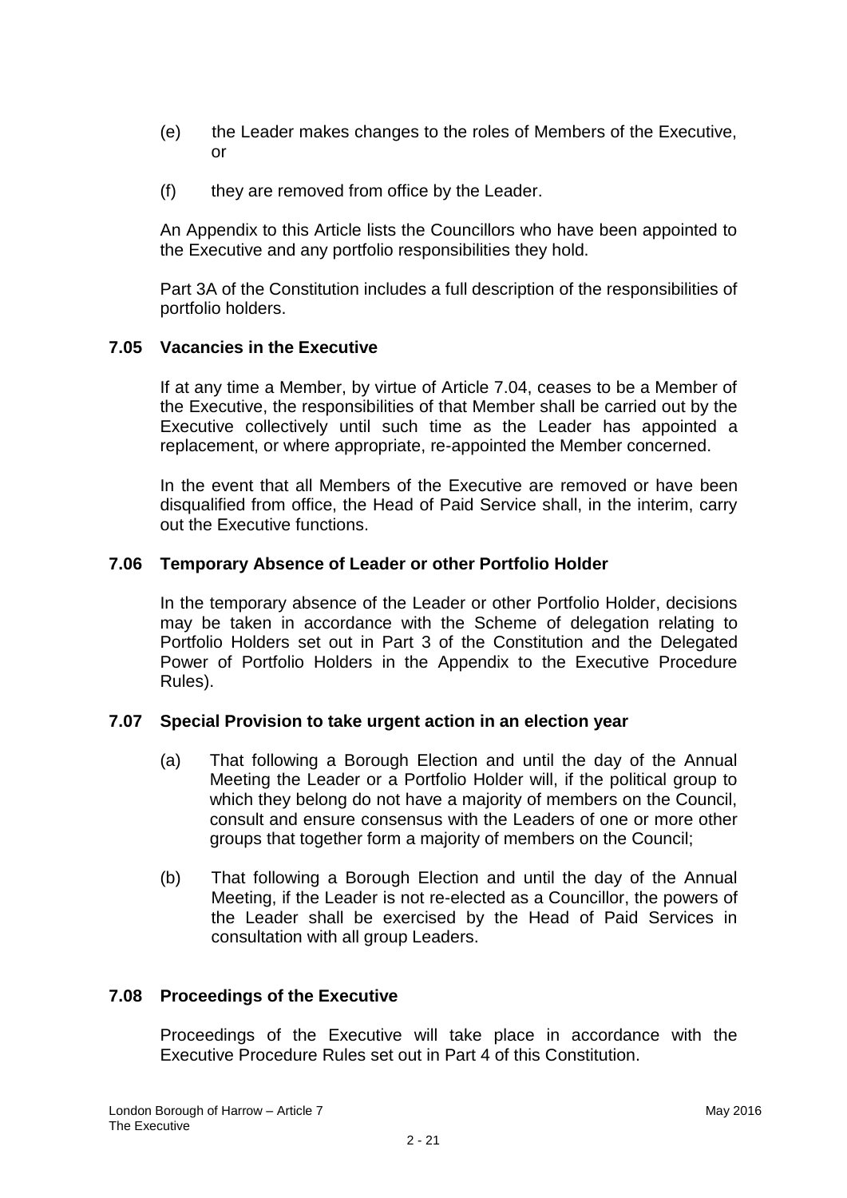(e) the Leader makes changes to the roles of Members of the Executive, or

(f) they are removed from office by the Leader.

An Appendix to this Article lists the Councillors who have been appointed to the Executive and any portfolio responsibilities they hold.

Part 3A of the Constitution includes a full description of the responsibilities of portfolio holders.

### 7.05 Vacancies in the Executive

If at any time a Member, by virtue of Article 7.04, ceases to be a Member of the Executive, the responsibilities of that Member shall be carried out by the Executive collectively until such time as the Leader has appointed a replacement, or where appropriate, re-appointed the Member concerned.

In the event that all Members of the Executive are removed or have been disqualified from office, the Head of Paid Service shall, in the interim, carry out the Executive functions.

### 7.06 Temporary Absence of Leader or other Portfolio Holder

In the temporary absence of the Leader or other Portfolio Holder, decisions may be taken in accordance with the Scheme of delegation relating to Portfolio Holders set out in Part 3 of the Constitution and the Delegated Power of Portfolio Holders in the Appendix to the Executive Procedure Rules).

### 7.07 Special Provision to take urgent action in an election year

(a) That following a Borough Election and until the day of the Annual Meeting the Leader or a Portfolio Holder will, if the political group to which they belong do not have a majority of members on the Council, consult and ensure consensus with the Leaders of one or more other groups that together form a majority of members on the Council;

(b) That following a Borough Election and until the day of the Annual Meeting, if the Leader is not re-elected as a Councillor, the powers of the Leader shall be exercised by the Head of Paid Services in consultation with all group Leaders.

### 7.08 Proceedings of the Executive

Proceedings of the Executive will take place in accordance with the Executive Procedure Rules set out in Part 4 of this Constitution.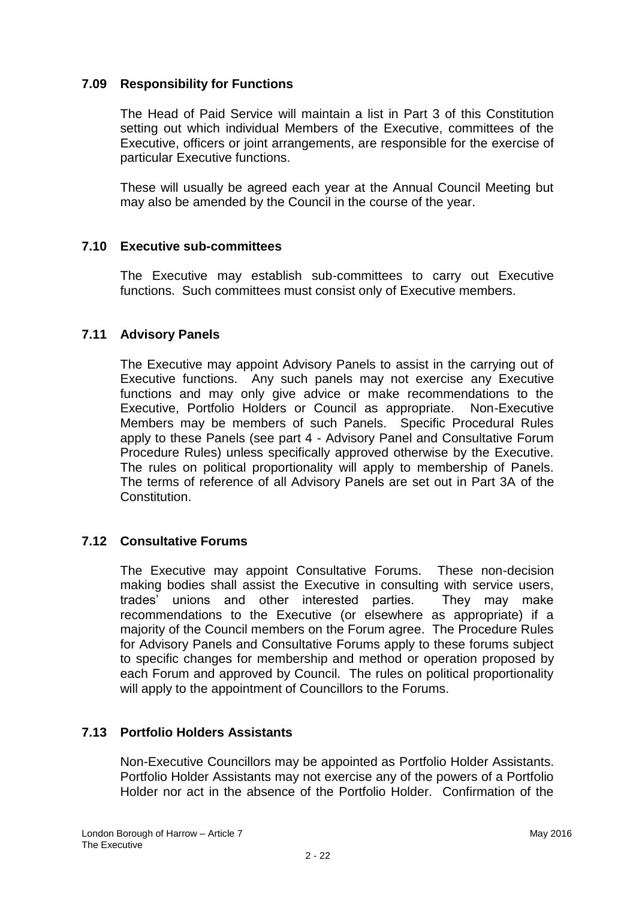### 7.09 Responsibility for Functions

The Head of Paid Service will maintain a list in Part 3 of this Constitution setting out which individual Members of the Executive, committees of the Executive, officers or joint arrangements, are responsible for the exercise of particular Executive functions.

These will usually be agreed each year at the Annual Council Meeting but may also be amended by the Council in the course of the year.

### 7.10 Executive sub-committees

The Executive may establish sub-committees to carry out Executive functions. Such committees must consist only of Executive members.

### 7.11 Advisory Panels

The Executive may appoint Advisory Panels to assist in the carrying out of Executive functions. Any such panels may not exercise any Executive functions and may only give advice or make recommendations to the Executive, Portfolio Holders or Council as appropriate. Non-Executive Members may be members of such Panels. Specific Procedural Rules apply to these Panels (see part 4 - Advisory Panel and Consultative Forum Procedure Rules) unless specifically approved otherwise by the Executive. The rules on political proportionality will apply to membership of Panels. The terms of reference of all Advisory Panels are set out in Part 3A of the Constitution.

### 7.12 Consultative Forums

The Executive may appoint Consultative Forums. These non-decision making bodies shall assist the Executive in consulting with service users, trades' unions and other interested parties. They may make recommendations to the Executive (or elsewhere as appropriate) if a majority of the Council members on the Forum agree. The Procedure Rules for Advisory Panels and Consultative Forums apply to these forums subject to specific changes for membership and method or operation proposed by each Forum and approved by Council. The rules on political proportionality will apply to the appointment of Councillors to the Forums.

### 7.13 Portfolio Holders Assistants

Non-Executive Councillors may be appointed as Portfolio Holder Assistants. Portfolio Holder Assistants may not exercise any of the powers of a Portfolio Holder nor act in the absence of the Portfolio Holder. Confirmation of the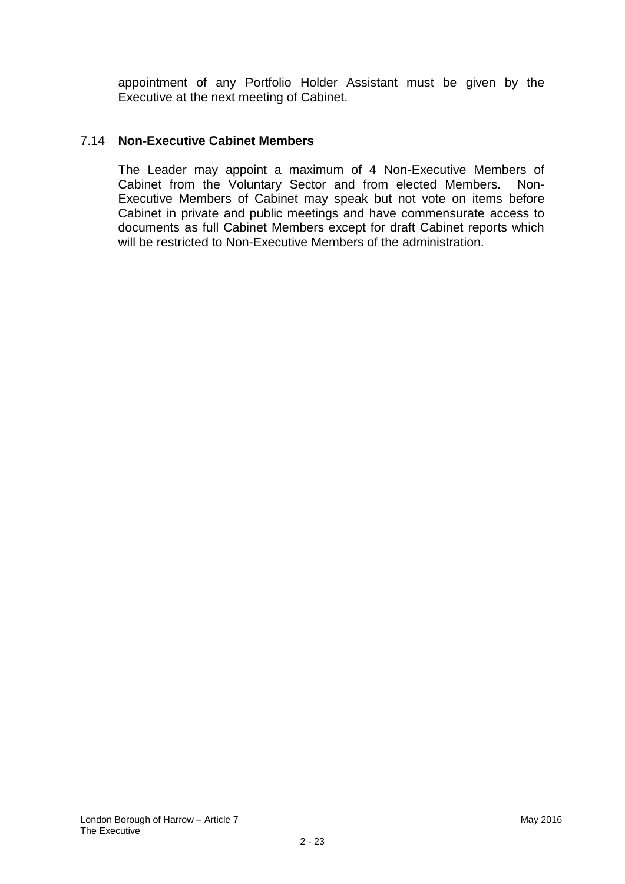appointment of any Portfolio Holder Assistant must be given by the Executive at the next meeting of Cabinet.

### 7.14 Non-Executive Cabinet Members

The Leader may appoint a maximum of 4 Non-Executive Members of Cabinet from the Voluntary Sector and from elected Members. Non-Executive Members of Cabinet may speak but not vote on items before Cabinet in private and public meetings and have commensurate access to documents as full Cabinet Members except for draft Cabinet reports which will be restricted to Non-Executive Members of the administration.